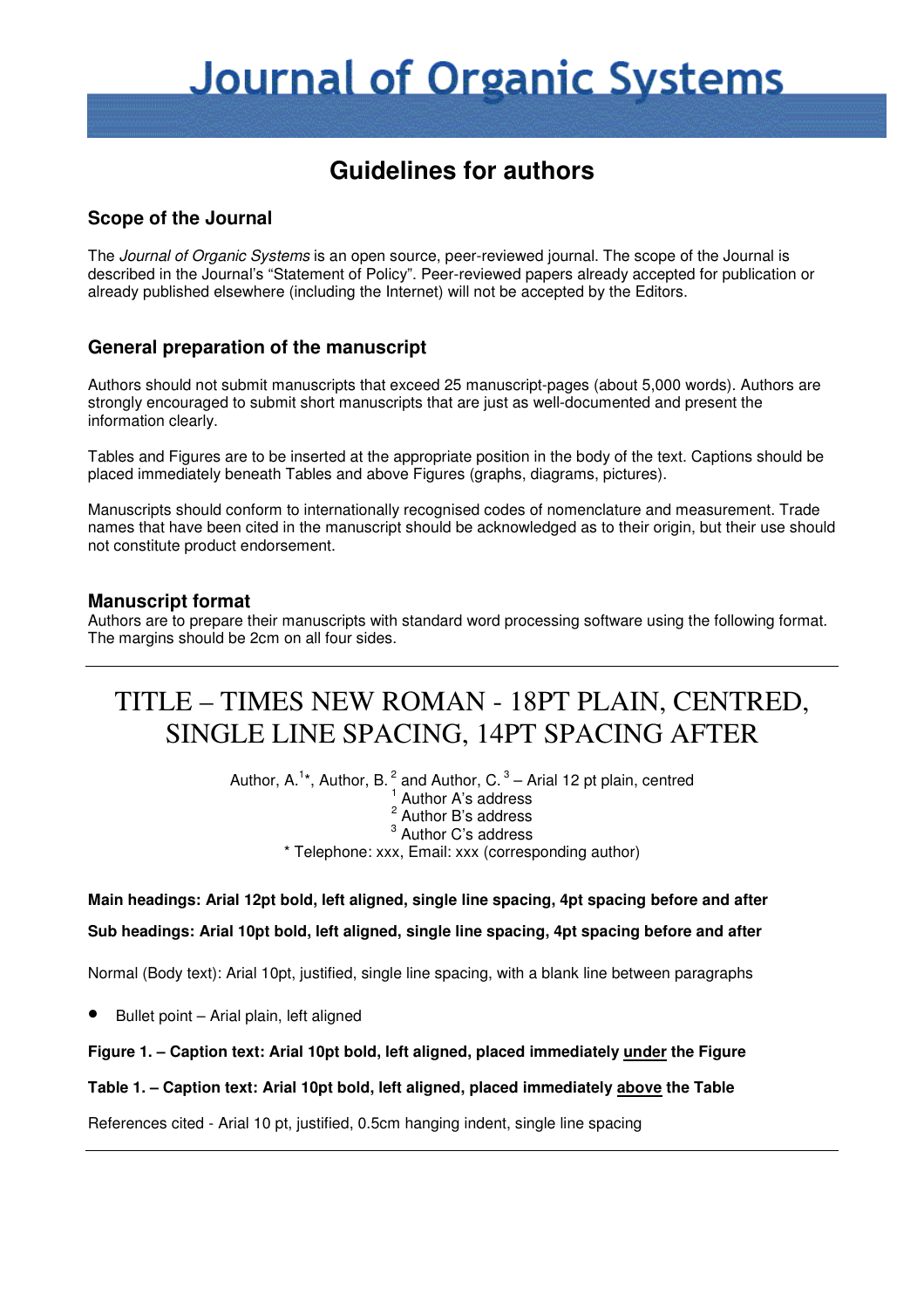# Journal of Organic Systems

## Guidelines for authors

### Scope of the Journal

The *Journal of Organic Systems* is an open source, peer-reviewed journal. The scope of the Journal is described in the Journal's "Statement of Policy". Peer-reviewed papers already accepted for publication or already published elsewhere (including the Internet) will not be accepted by the Editors.

### General preparation of the manuscript

Authors should not submit manuscripts that exceed 25 manuscript-pages (about 5,000 words). Authors are strongly encouraged to submit short manuscripts that are just as well-documented and present the information clearly.

Tables and Figures are to be inserted at the appropriate position in the body of the text. Captions should be placed immediately beneath Tables and above Figures (graphs, diagrams, pictures).

Manuscripts should conform to internationally recognised codes of nomenclature and measurement. Trade names that have been cited in the manuscript should be acknowledged as to their origin, but their use should not constitute product endorsement.

### Manuscript format

Authors are to prepare their manuscripts with standard word processing software using the following format. The margins should be 2cm on all four sides.

---

TITLE – TIMES NEW ROMAN - 18PT PLAIN, CENTRED, SINGLE LINE SPACING, 14PT SPACING AFTER

Author, A.[1]*, Author, B.[2] and Author, C.[3] – Arial 12 pt plain, centred
[1] Author A's address
[2] Author B's address
[3] Author C's address
* Telephone: xxx, Email: xxx (corresponding author)

**Main headings: Arial 12pt bold, left aligned, single line spacing, 4pt spacing before and after**

**Sub headings: Arial 10pt bold, left aligned, single line spacing, 4pt spacing before and after**

Normal (Body text): Arial 10pt, justified, single line spacing, with a blank line between paragraphs

- Bullet point – Arial plain, left aligned

**Figure 1. – Caption text: Arial 10pt bold, left aligned, placed immediately <u>under</u> the Figure**

**Table 1. – Caption text: Arial 10pt bold, left aligned, placed immediately <u>above</u> the Table**

References cited - Arial 10 pt, justified, 0.5cm hanging indent, single line spacing

---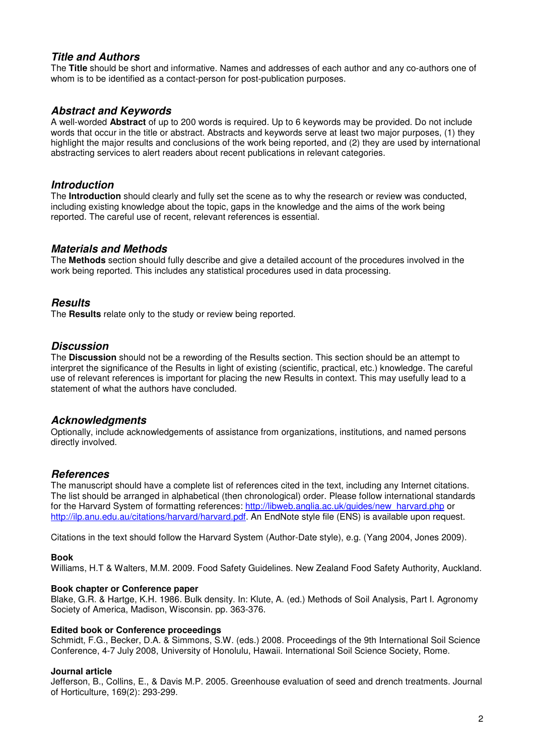## *Title and Authors*

The **Title** should be short and informative. Names and addresses of each author and any co-authors one of whom is to be identified as a contact-person for post-publication purposes.

## *Abstract and Keywords*

A well-worded **Abstract** of up to 200 words is required. Up to 6 keywords may be provided. Do not include words that occur in the title or abstract. Abstracts and keywords serve at least two major purposes, (1) they highlight the major results and conclusions of the work being reported, and (2) they are used by international abstracting services to alert readers about recent publications in relevant categories.

## *Introduction*

The **Introduction** should clearly and fully set the scene as to why the research or review was conducted, including existing knowledge about the topic, gaps in the knowledge and the aims of the work being reported. The careful use of recent, relevant references is essential.

## *Materials and Methods*

The **Methods** section should fully describe and give a detailed account of the procedures involved in the work being reported. This includes any statistical procedures used in data processing.

## *Results*

The **Results** relate only to the study or review being reported.

## *Discussion*

The **Discussion** should not be a rewording of the Results section. This section should be an attempt to interpret the significance of the Results in light of existing (scientific, practical, etc.) knowledge. The careful use of relevant references is important for placing the new Results in context. This may usefully lead to a statement of what the authors have concluded.

## *Acknowledgments*

Optionally, include acknowledgements of assistance from organizations, institutions, and named persons directly involved.

## *References*

The manuscript should have a complete list of references cited in the text, including any Internet citations. The list should be arranged in alphabetical (then chronological) order. Please follow international standards for the Harvard System of formatting references: http://libweb.anglia.ac.uk/guides/new_harvard.php or http://ilp.anu.edu.au/citations/harvard/harvard.pdf. An EndNote style file (ENS) is available upon request.

Citations in the text should follow the Harvard System (Author-Date style), e.g. (Yang 2004, Jones 2009).

**Book**

Williams, H.T & Walters, M.M. 2009. Food Safety Guidelines. New Zealand Food Safety Authority, Auckland.

**Book chapter or Conference paper**

Blake, G.R. & Hartge, K.H. 1986. Bulk density. In: Klute, A. (ed.) Methods of Soil Analysis, Part I. Agronomy Society of America, Madison, Wisconsin. pp. 363-376.

**Edited book or Conference proceedings**

Schmidt, F.G., Becker, D.A. & Simmons, S.W. (eds.) 2008. Proceedings of the 9th International Soil Science Conference, 4-7 July 2008, University of Honolulu, Hawaii. International Soil Science Society, Rome.

**Journal article**

Jefferson, B., Collins, E., & Davis M.P. 2005. Greenhouse evaluation of seed and drench treatments. Journal of Horticulture, 169(2): 293-299.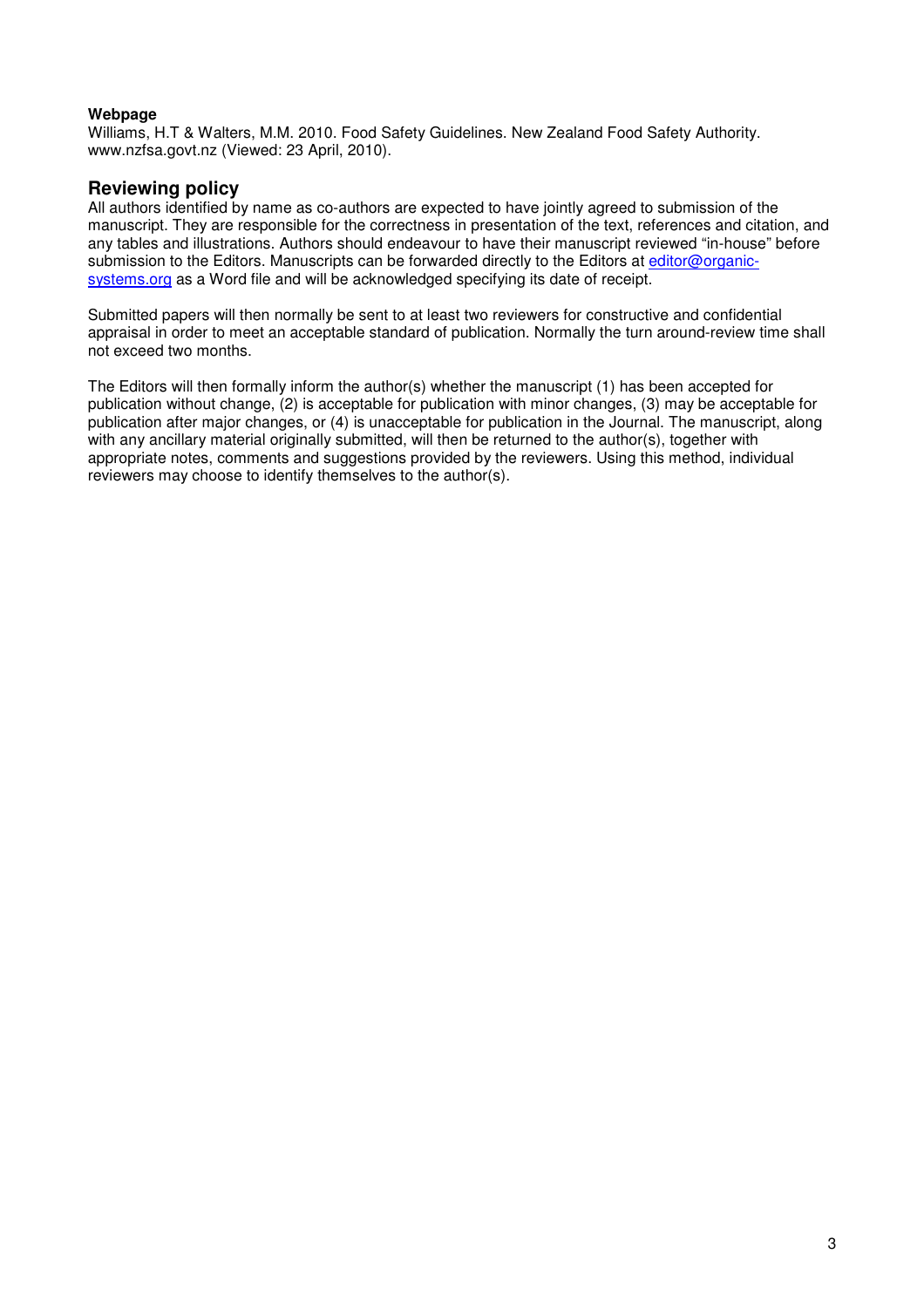**Webpage**

Williams, H.T & Walters, M.M. 2010. Food Safety Guidelines. New Zealand Food Safety Authority. www.nzfsa.govt.nz (Viewed: 23 April, 2010).

## Reviewing policy

All authors identified by name as co-authors are expected to have jointly agreed to submission of the manuscript. They are responsible for the correctness in presentation of the text, references and citation, and any tables and illustrations. Authors should endeavour to have their manuscript reviewed "in-house" before submission to the Editors. Manuscripts can be forwarded directly to the Editors at editor@organic-systems.org as a Word file and will be acknowledged specifying its date of receipt.

Submitted papers will then normally be sent to at least two reviewers for constructive and confidential appraisal in order to meet an acceptable standard of publication. Normally the turn around-review time shall not exceed two months.

The Editors will then formally inform the author(s) whether the manuscript (1) has been accepted for publication without change, (2) is acceptable for publication with minor changes, (3) may be acceptable for publication after major changes, or (4) is unacceptable for publication in the Journal. The manuscript, along with any ancillary material originally submitted, will then be returned to the author(s), together with appropriate notes, comments and suggestions provided by the reviewers. Using this method, individual reviewers may choose to identify themselves to the author(s).